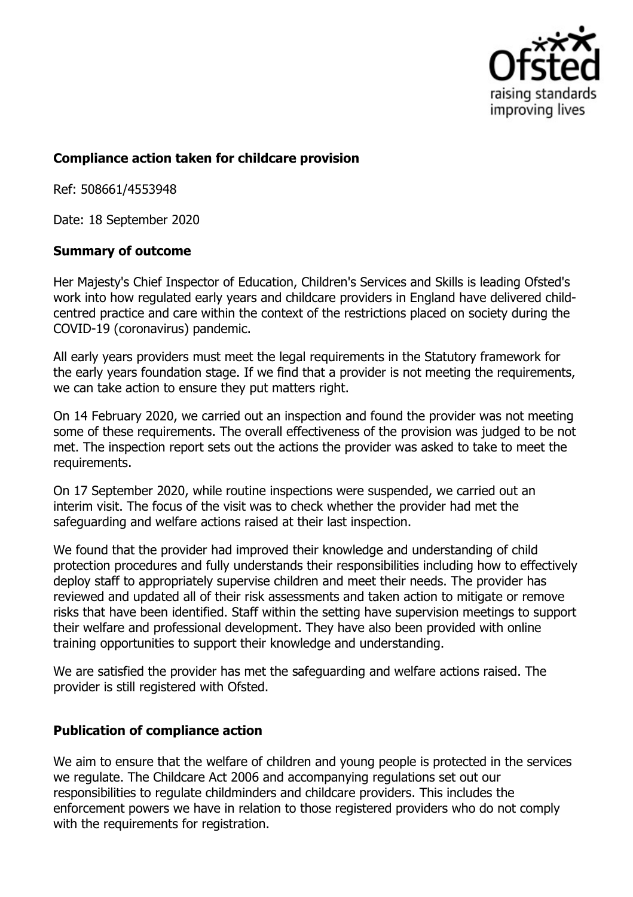## Compliance action taken for childcare provision

Ref: 508661/4553948

Date: 18 September 2020

### Summary of outcome

Her Majesty's Chief Inspector of Education, Children's Services and Skills is leading Ofsted's work into how regulated early years and childcare providers in England have delivered child-centred practice and care within the context of the restrictions placed on society during the COVID-19 (coronavirus) pandemic.

All early years providers must meet the legal requirements in the Statutory framework for the early years foundation stage. If we find that a provider is not meeting the requirements, we can take action to ensure they put matters right.

On 14 February 2020, we carried out an inspection and found the provider was not meeting some of these requirements. The overall effectiveness of the provision was judged to be not met. The inspection report sets out the actions the provider was asked to take to meet the requirements.

On 17 September 2020, while routine inspections were suspended, we carried out an interim visit. The focus of the visit was to check whether the provider had met the safeguarding and welfare actions raised at their last inspection.

We found that the provider had improved their knowledge and understanding of child protection procedures and fully understands their responsibilities including how to effectively deploy staff to appropriately supervise children and meet their needs. The provider has reviewed and updated all of their risk assessments and taken action to mitigate or remove risks that have been identified. Staff within the setting have supervision meetings to support their welfare and professional development. They have also been provided with online training opportunities to support their knowledge and understanding.

We are satisfied the provider has met the safeguarding and welfare actions raised. The provider is still registered with Ofsted.

### Publication of compliance action

We aim to ensure that the welfare of children and young people is protected in the services we regulate. The Childcare Act 2006 and accompanying regulations set out our responsibilities to regulate childminders and childcare providers. This includes the enforcement powers we have in relation to those registered providers who do not comply with the requirements for registration.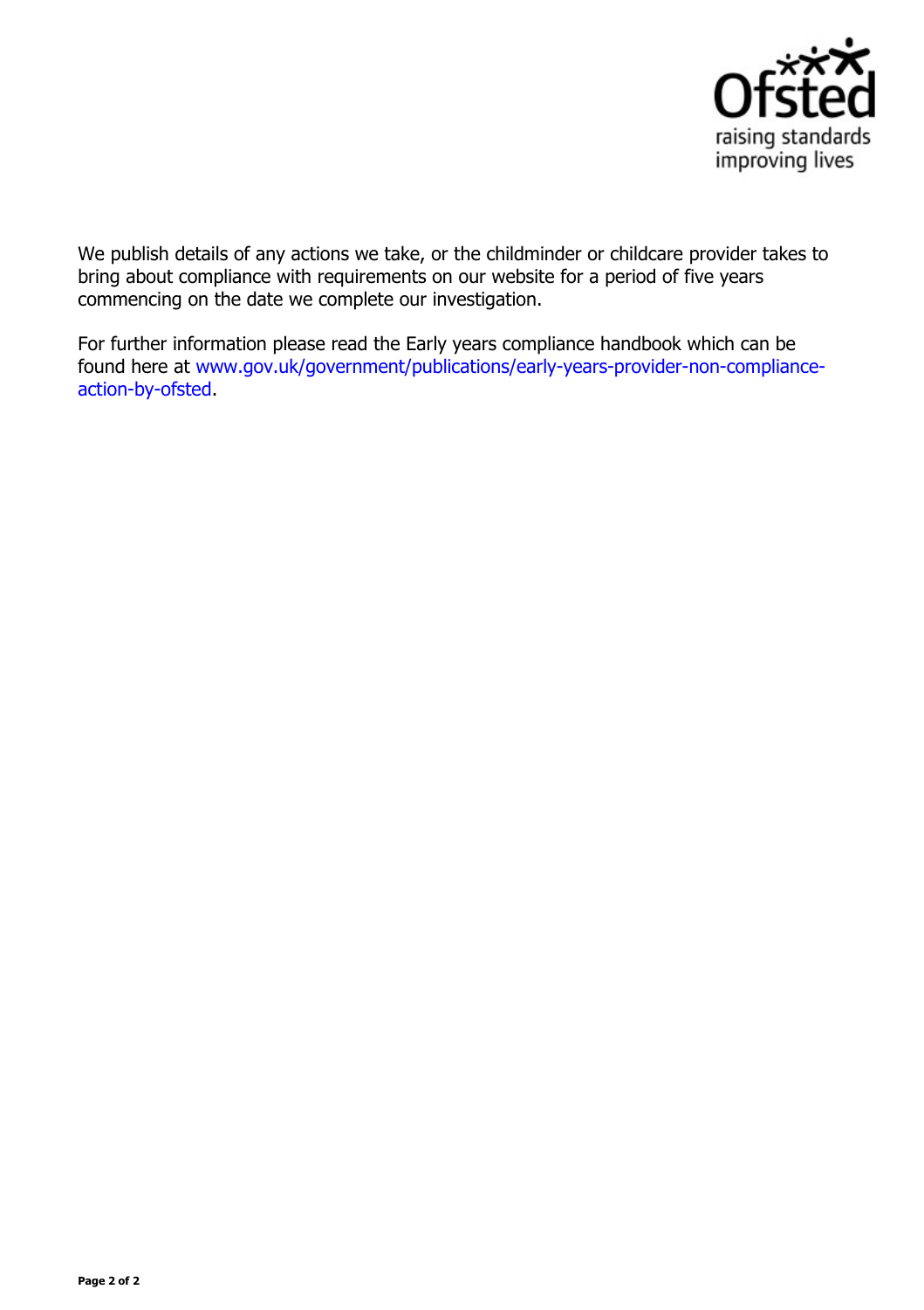We publish details of any actions we take, or the childminder or childcare provider takes to bring about compliance with requirements on our website for a period of five years commencing on the date we complete our investigation.

For further information please read the Early years compliance handbook which can be found here at www.gov.uk/government/publications/early-years-provider-non-compliance-action-by-ofsted.